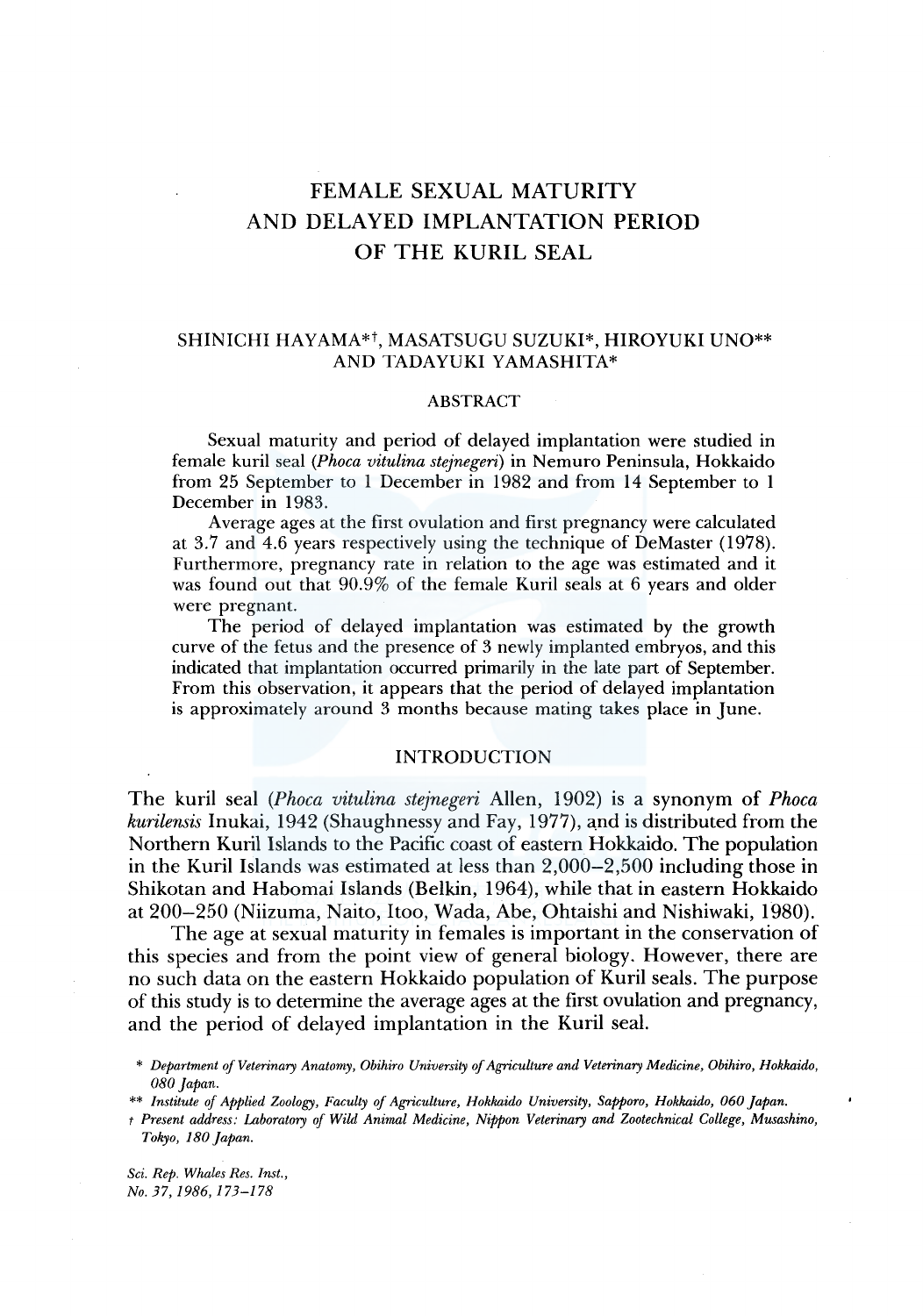# FEMALE SEXUAL MATURITY AND DELAYED IMPLANTATION PERIOD OF THE KURIL SEAL

SHINICHI HAYAMA*†, MASATSUGU SUZUKI*, HIROYUKI UNO** AND TADAYUKI YAMASHITA*

## ABSTRACT

Sexual maturity and period of delayed implantation were studied in female kuril seal (*Phoca vitulina stejnegeri*) in Nemuro Peninsula, Hokkaido from 25 September to 1 December in 1982 and from 14 September to 1 December in 1983.

Average ages at the first ovulation and first pregnancy were calculated at 3.7 and 4.6 years respectively using the technique of DeMaster (1978). Furthermore, pregnancy rate in relation to the age was estimated and it was found out that 90.9% of the female Kuril seals at 6 years and older were pregnant.

The period of delayed implantation was estimated by the growth curve of the fetus and the presence of 3 newly implanted embryos, and this indicated that implantation occurred primarily in the late part of September. From this observation, it appears that the period of delayed implantation is approximately around 3 months because mating takes place in June.

## INTRODUCTION

The kuril seal (*Phoca vitulina stejnegeri* Allen, 1902) is a synonym of *Phoca kurilensis* Inukai, 1942 (Shaughnessy and Fay, 1977), and is distributed from the Northern Kuril Islands to the Pacific coast of eastern Hokkaido. The population in the Kuril Islands was estimated at less than 2,000–2,500 including those in Shikotan and Habomai Islands (Belkin, 1964), while that in eastern Hokkaido at 200–250 (Niizuma, Naito, Itoo, Wada, Abe, Ohtaishi and Nishiwaki, 1980).

The age at sexual maturity in females is important in the conservation of this species and from the point view of general biology. However, there are no such data on the eastern Hokkaido population of Kuril seals. The purpose of this study is to determine the average ages at the first ovulation and pregnancy, and the period of delayed implantation in the Kuril seal.

\* *Department of Veterinary Anatomy, Obihiro University of Agriculture and Veterinary Medicine, Obihiro, Hokkaido, 080 Japan.*

\*\* *Institute of Applied Zoology, Faculty of Agriculture, Hokkaido University, Sapporo, Hokkaido, 060 Japan.*

† *Present address: Laboratory of Wild Animal Medicine, Nippon Veterinary and Zootechnical College, Musashino, Tokyo, 180 Japan.*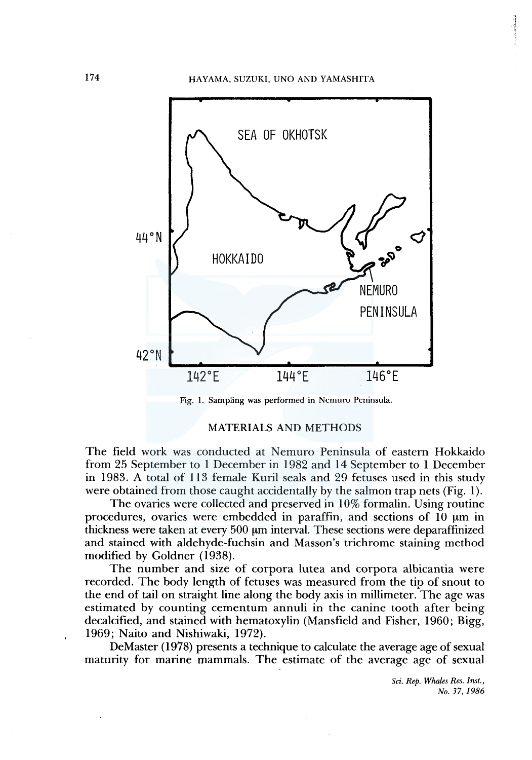Fig. 1. Sampling was performed in Nemuro Peninsula.

## MATERIALS AND METHODS

The field work was conducted at Nemuro Peninsula of eastern Hokkaido from 25 September to 1 December in 1982 and 14 September to 1 December in 1983. A total of 113 female Kuril seals and 29 fetuses used in this study were obtained from those caught accidentally by the salmon trap nets (Fig. 1).

The ovaries were collected and preserved in 10% formalin. Using routine procedures, ovaries were embedded in paraffin, and sections of 10 μm in thickness were taken at every 500 μm interval. These sections were deparaffinized and stained with aldehyde-fuchsin and Masson's trichrome staining method modified by Goldner (1938).

The number and size of corpora lutea and corpora albicantia were recorded. The body length of fetuses was measured from the tip of snout to the end of tail on straight line along the body axis in millimeter. The age was estimated by counting cementum annuli in the canine tooth after being decalcified, and stained with hematoxylin (Mansfield and Fisher, 1960; Bigg, 1969; Naito and Nishiwaki, 1972).

DeMaster (1978) presents a technique to calculate the average age of sexual maturity for marine mammals. The estimate of the average age of sexual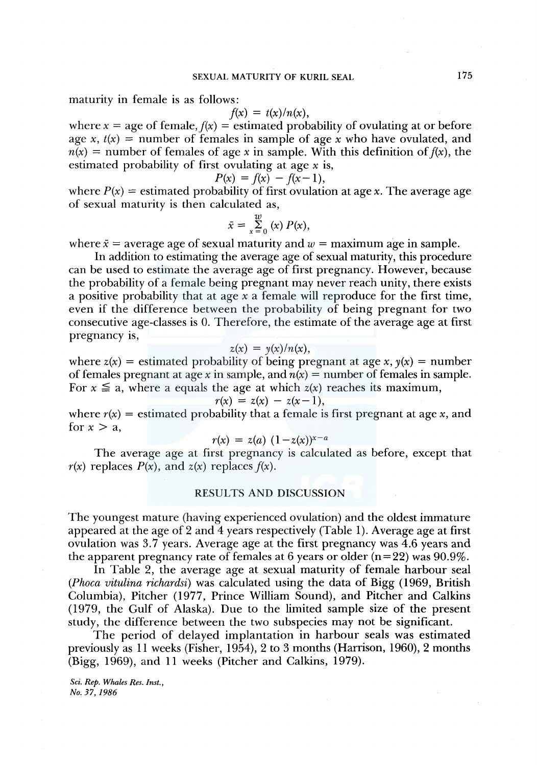maturity in female is as follows:

$$f(x) = t(x)/n(x),$$

where $x$ = age of female, $f(x)$ = estimated probability of ovulating at or before age $x$, $t(x)$ = number of females in sample of age $x$ who have ovulated, and $n(x)$ = number of females of age $x$ in sample. With this definition of $f(x)$, the estimated probability of first ovulating at age $x$ is,

$$P(x) = f(x) - f(x-1),$$

where $P(x)$ = estimated probability of first ovulation at age $x$. The average age of sexual maturity is then calculated as,

$$\bar{x} = \sum_{x=0}^{w} (x)\, P(x),$$

where $\bar{x}$ = average age of sexual maturity and $w$ = maximum age in sample.

In addition to estimating the average age of sexual maturity, this procedure can be used to estimate the average age of first pregnancy. However, because the probability of a female being pregnant may never reach unity, there exists a positive probability that at age $x$ a female will reproduce for the first time, even if the difference between the probability of being pregnant for two consecutive age-classes is 0. Therefore, the estimate of the average age at first pregnancy is,

$$z(x) = y(x)/n(x),$$

where $z(x)$ = estimated probability of being pregnant at age $x$, $y(x)$ = number of females pregnant at age $x$ in sample, and $n(x)$ = number of females in sample. For $x \leqq a$, where a equals the age at which $z(x)$ reaches its maximum,

$$r(x) = z(x) - z(x-1),$$

where $r(x)$ = estimated probability that a female is first pregnant at age $x$, and for $x > a$,

$$r(x) = z(a)\,(1-z(x))^{x-a}$$

The average age at first pregnancy is calculated as before, except that $r(x)$ replaces $P(x)$, and $z(x)$ replaces $f(x)$.

## RESULTS AND DISCUSSION

The youngest mature (having experienced ovulation) and the oldest immature appeared at the age of 2 and 4 years respectively (Table 1). Average age at first ovulation was 3.7 years. Average age at the first pregnancy was 4.6 years and the apparent pregnancy rate of females at 6 years or older (n=22) was 90.9%.

In Table 2, the average age at sexual maturity of female harbour seal (*Phoca vitulina richardsi*) was calculated using the data of Bigg (1969, British Columbia), Pitcher (1977, Prince William Sound), and Pitcher and Calkins (1979, the Gulf of Alaska). Due to the limited sample size of the present study, the difference between the two subspecies may not be significant.

The period of delayed implantation in harbour seals was estimated previously as 11 weeks (Fisher, 1954), 2 to 3 months (Harrison, 1960), 2 months (Bigg, 1969), and 11 weeks (Pitcher and Calkins, 1979).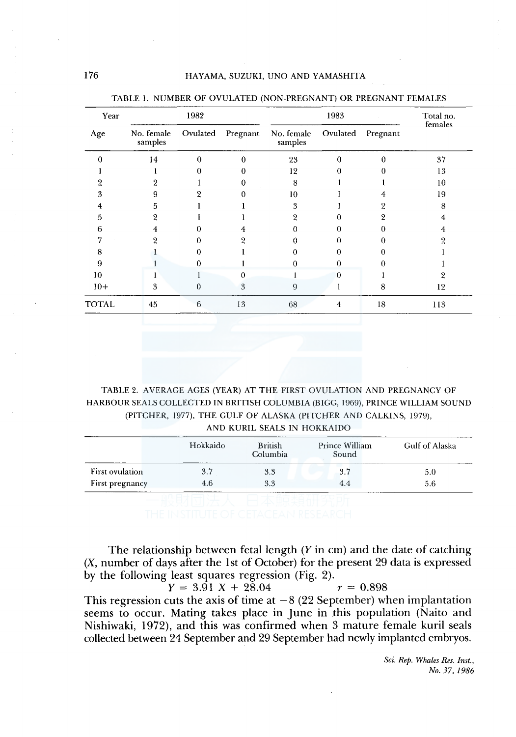TABLE 1. NUMBER OF OVULATED (NON-PREGNANT) OR PREGNANT FEMALES

| Year | 1982 | | | 1983 | | | Total no. females |
|---|---|---|---|---|---|---|---|
| Age | No. female samples | Ovulated | Pregnant | No. female samples | Ovulated | Pregnant | |
| 0 | 14 | 0 | 0 | 23 | 0 | 0 | 37 |
| 1 | 1 | 0 | 0 | 12 | 0 | 0 | 13 |
| 2 | 2 | 1 | 0 | 8 | 1 | 1 | 10 |
| 3 | 9 | 2 | 0 | 10 | 1 | 4 | 19 |
| 4 | 5 | 1 | 1 | 3 | 1 | 2 | 8 |
| 5 | 2 | 1 | 1 | 2 | 0 | 2 | 4 |
| 6 | 4 | 0 | 4 | 0 | 0 | 0 | 4 |
| 7 | 2 | 0 | 2 | 0 | 0 | 0 | 2 |
| 8 | 1 | 0 | 1 | 0 | 0 | 0 | 1 |
| 9 | 1 | 0 | 1 | 0 | 0 | 0 | 1 |
| 10 | 1 | 1 | 0 | 1 | 0 | 1 | 2 |
| 10+ | 3 | 0 | 3 | 9 | 1 | 8 | 12 |
| TOTAL | 45 | 6 | 13 | 68 | 4 | 18 | 113 |

TABLE 2. AVERAGE AGES (YEAR) AT THE FIRST OVULATION AND PREGNANCY OF HARBOUR SEALS COLLECTED IN BRITISH COLUMBIA (BIGG, 1969), PRINCE WILLIAM SOUND (PITCHER, 1977), THE GULF OF ALASKA (PITCHER AND CALKINS, 1979), AND KURIL SEALS IN HOKKAIDO

| | Hokkaido | British Columbia | Prince William Sound | Gulf of Alaska |
|---|---|---|---|---|
| First ovulation | 3.7 | 3.3 | 3.7 | 5.0 |
| First pregnancy | 4.6 | 3.3 | 4.4 | 5.6 |

The relationship between fetal length ($Y$ in cm) and the date of catching ($X$, number of days after the 1st of October) for the present 29 data is expressed by the following least squares regression (Fig. 2).

$$Y = 3.91\ X + 28.04 \qquad r = 0.898$$

This regression cuts the axis of time at $-8$ (22 September) when implantation seems to occur. Mating takes place in June in this population (Naito and Nishiwaki, 1972), and this was confirmed when 3 mature female kuril seals collected between 24 September and 29 September had newly implanted embryos.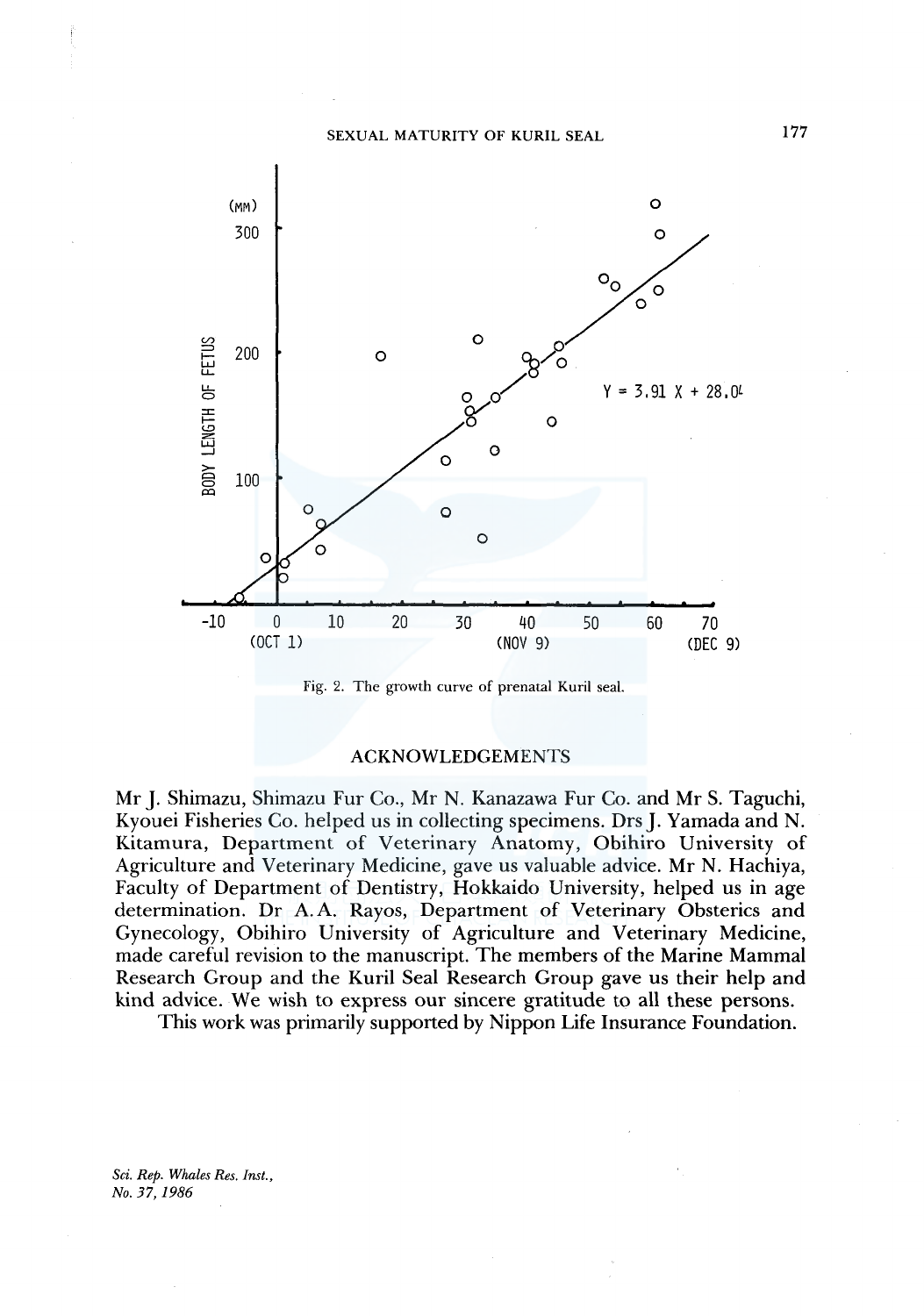Fig. 2. The growth curve of prenatal Kuril seal.

## ACKNOWLEDGEMENTS

Mr J. Shimazu, Shimazu Fur Co., Mr N. Kanazawa Fur Co. and Mr S. Taguchi, Kyouei Fisheries Co. helped us in collecting specimens. Drs J. Yamada and N. Kitamura, Department of Veterinary Anatomy, Obihiro University of Agriculture and Veterinary Medicine, gave us valuable advice. Mr N. Hachiya, Faculty of Department of Dentistry, Hokkaido University, helped us in age determination. Dr A.A. Rayos, Department of Veterinary Obsterics and Gynecology, Obihiro University of Agriculture and Veterinary Medicine, made careful revision to the manuscript. The members of the Marine Mammal Research Group and the Kuril Seal Research Group gave us their help and kind advice. We wish to express our sincere gratitude to all these persons.

This work was primarily supported by Nippon Life Insurance Foundation.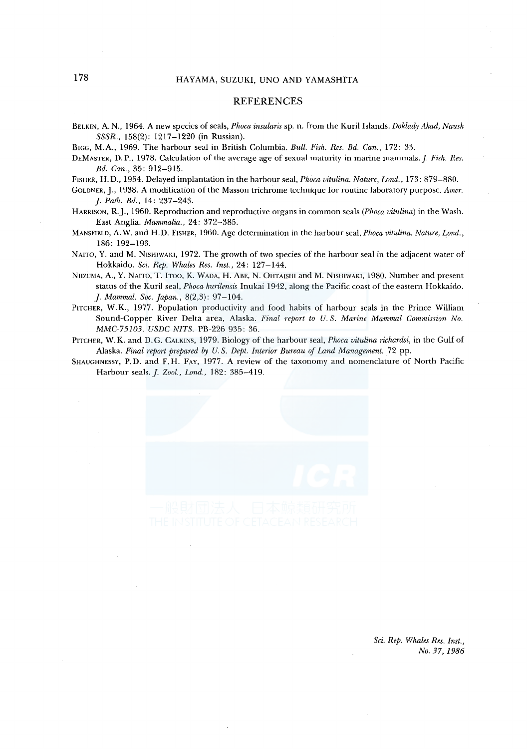## REFERENCES

BELKIN, A. N., 1964. A new species of seals, *Phoca insularis* sp. n. from the Kuril Islands. *Doklady Akad, Nausk SSSR.*, 158(2): 1217–1220 (in Russian).

BIGG, M. A., 1969. The harbour seal in British Columbia. *Bull. Fish. Res. Bd. Can.*, 172: 33.

DEMASTER, D. P., 1978. Calculation of the average age of sexual maturity in marine mammals. *J. Fish. Res. Bd. Can.*, 35: 912–915.

FISHER, H. D., 1954. Delayed implantation in the harbour seal, *Phoca vitulina*. *Nature, Lond.*, 173: 879–880.

GOLDNER, J., 1938. A modification of the Masson trichrome technique for routine laboratory purpose. *Amer. J. Path. Bd.*, 14: 237–243.

HARRISON, R. J., 1960. Reproduction and reproductive organs in common seals (*Phoca vitulina*) in the Wash. East Anglia. *Mammalia.*, 24: 372–385.

MANSFIELD, A. W. and H. D. FISHER, 1960. Age determination in the harbour seal, *Phoca vitulina*. *Nature, Lond.*, 186: 192–193.

NAITO, Y. and M. NISHIWAKI, 1972. The growth of two species of the harbour seal in the adjacent water of Hokkaido. *Sci. Rep. Whales Res. Inst.*, 24: 127–144.

NIIZUMA, A., Y. NAITO, T. ITOO, K. WADA, H. ABE, N. OHTAISHI and M. NISHIWAKI, 1980. Number and present status of the Kuril seal, *Phoca kurilensis* Inukai 1942, along the Pacific coast of the eastern Hokkaido. *J. Mammal. Soc. Japan.*, 8(2,3): 97–104.

PITCHER, W. K., 1977. Population productivity and food habits of harbour seals in the Prince William Sound-Copper River Delta area, Alaska. *Final report to U. S. Marine Mammal Commission No. MMC-75103. USDC NITS.* PB-226 935: 36.

PITCHER, W. K. and D. G. CALKINS, 1979. Biology of the harbour seal, *Phoca vitulina richardsi*, in the Gulf of Alaska. *Final report prepared by U. S. Dept. Interior Bureau of Land Management.* 72 pp.

SHAUGHNESSY, P. D. and F. H. FAY, 1977. A review of the taxonomy and nomenclature of North Pacific Harbour seals. *J. Zool., Lond.*, 182: 385–419.